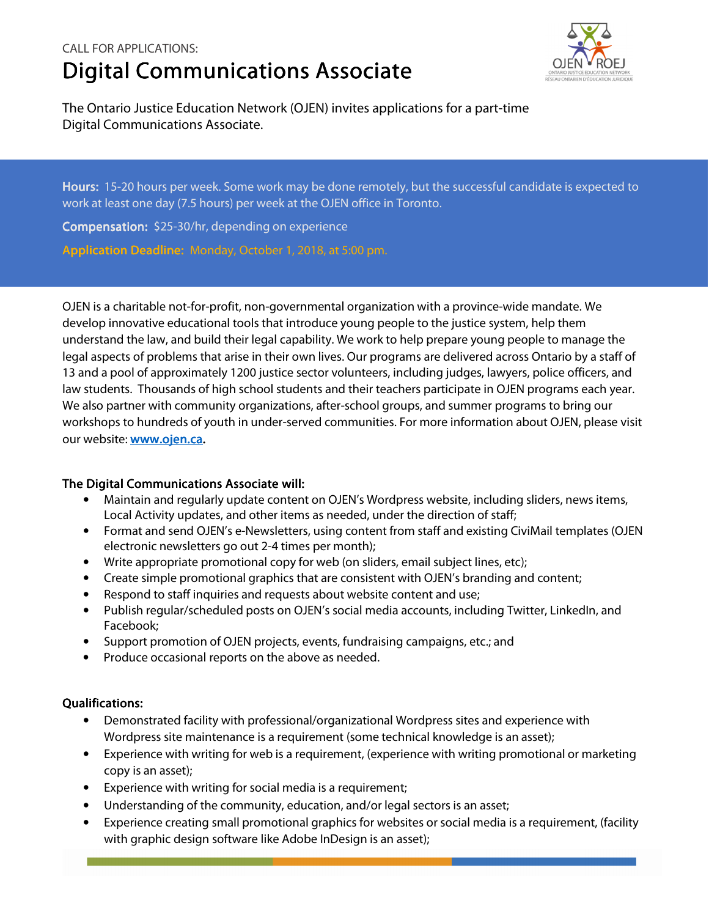CALL FOR APPLICATIONS:

# Digital Communications Associate

The Ontario Justice Education Network (OJEN) invites applications for a part-time Digital Communications Associate.

**Hours:** 15-20 hours per week. Some work may be done remotely, but the successful candidate is expected to work at least one day (7.5 hours) per week at the OJEN office in Toronto.

**Compensation:** $25-30/hr, depending on experience

**Application Deadline:** Monday, October 1, 2018, at 5:00 pm.

OJEN is a charitable not-for-profit, non-governmental organization with a province-wide mandate. We develop innovative educational tools that introduce young people to the justice system, help them understand the law, and build their legal capability. We work to help prepare young people to manage the legal aspects of problems that arise in their own lives. Our programs are delivered across Ontario by a staff of 13 and a pool of approximately 1200 justice sector volunteers, including judges, lawyers, police officers, and law students. Thousands of high school students and their teachers participate in OJEN programs each year. We also partner with community organizations, after-school groups, and summer programs to bring our workshops to hundreds of youth in under-served communities. For more information about OJEN, please visit our website: **www.ojen.ca**.

### The Digital Communications Associate will:

- Maintain and regularly update content on OJEN's Wordpress website, including sliders, news items, Local Activity updates, and other items as needed, under the direction of staff;
- Format and send OJEN's e-Newsletters, using content from staff and existing CiviMail templates (OJEN electronic newsletters go out 2-4 times per month);
- Write appropriate promotional copy for web (on sliders, email subject lines, etc);
- Create simple promotional graphics that are consistent with OJEN's branding and content;
- Respond to staff inquiries and requests about website content and use;
- Publish regular/scheduled posts on OJEN's social media accounts, including Twitter, LinkedIn, and Facebook;
- Support promotion of OJEN projects, events, fundraising campaigns, etc.; and
- Produce occasional reports on the above as needed.

### Qualifications:

- Demonstrated facility with professional/organizational Wordpress sites and experience with Wordpress site maintenance is a requirement (some technical knowledge is an asset);
- Experience with writing for web is a requirement, (experience with writing promotional or marketing copy is an asset);
- Experience with writing for social media is a requirement;
- Understanding of the community, education, and/or legal sectors is an asset;
- Experience creating small promotional graphics for websites or social media is a requirement, (facility with graphic design software like Adobe InDesign is an asset);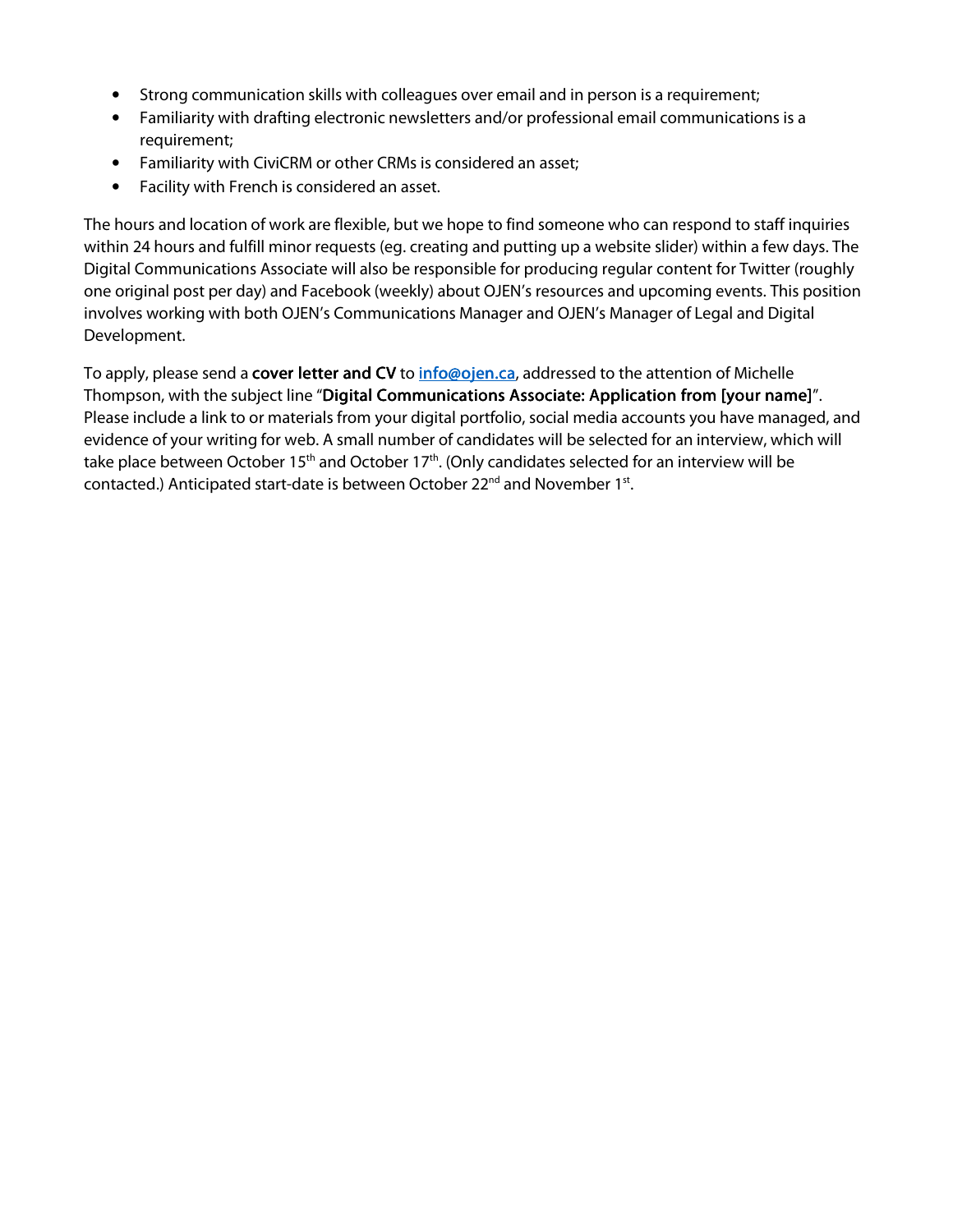- Strong communication skills with colleagues over email and in person is a requirement;
- Familiarity with drafting electronic newsletters and/or professional email communications is a requirement;
- Familiarity with CiviCRM or other CRMs is considered an asset;
- Facility with French is considered an asset.

The hours and location of work are flexible, but we hope to find someone who can respond to staff inquiries within 24 hours and fulfill minor requests (eg. creating and putting up a website slider) within a few days. The Digital Communications Associate will also be responsible for producing regular content for Twitter (roughly one original post per day) and Facebook (weekly) about OJEN's resources and upcoming events. This position involves working with both OJEN's Communications Manager and OJEN's Manager of Legal and Digital Development.

To apply, please send a **cover letter and CV** to [info@ojen.ca](mailto:info@ojen.ca), addressed to the attention of Michelle Thompson, with the subject line "**Digital Communications Associate: Application from [your name]**". Please include a link to or materials from your digital portfolio, social media accounts you have managed, and evidence of your writing for web. A small number of candidates will be selected for an interview, which will take place between October 15th and October 17th. (Only candidates selected for an interview will be contacted.) Anticipated start-date is between October 22nd and November 1st.